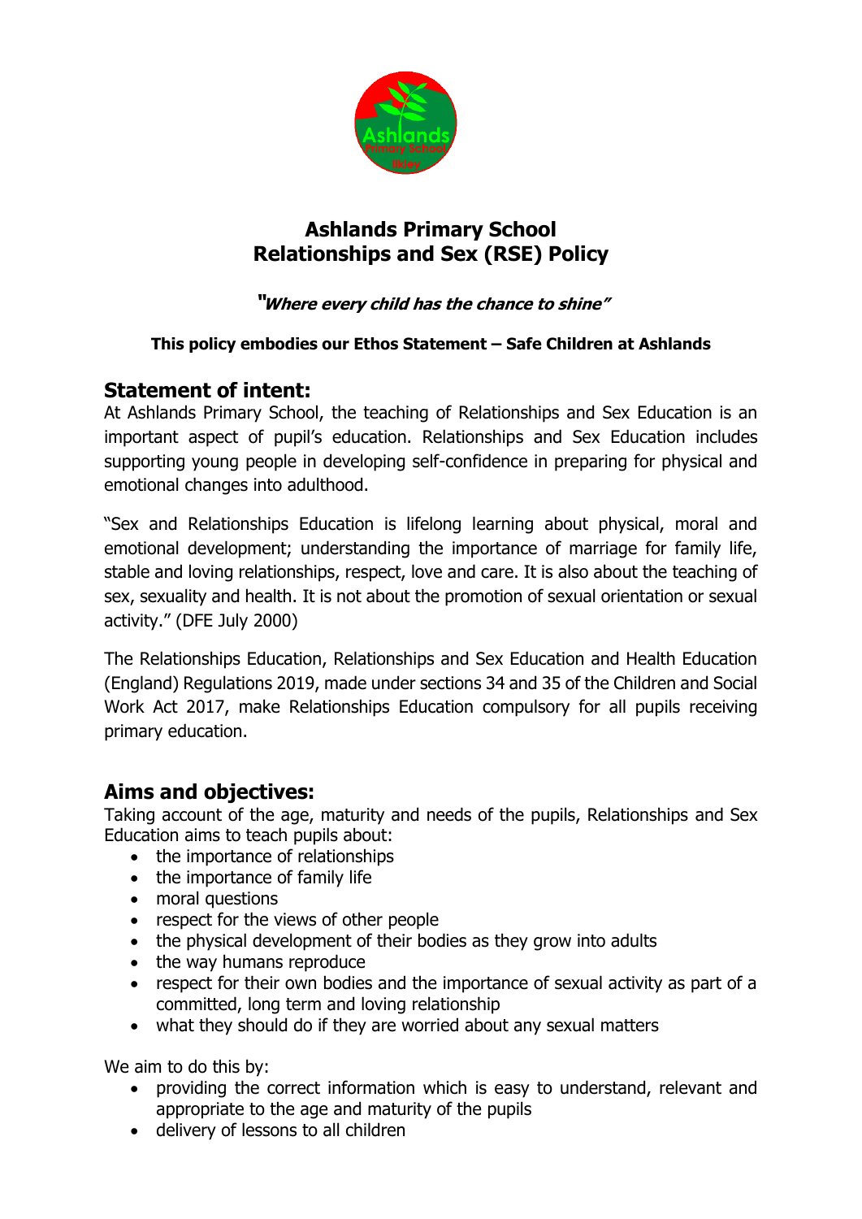# Ashlands Primary School
# Relationships and Sex (RSE) Policy

***"Where every child has the chance to shine"***

**This policy embodies our Ethos Statement – Safe Children at Ashlands**

## Statement of intent:

At Ashlands Primary School, the teaching of Relationships and Sex Education is an important aspect of pupil's education. Relationships and Sex Education includes supporting young people in developing self-confidence in preparing for physical and emotional changes into adulthood.

"Sex and Relationships Education is lifelong learning about physical, moral and emotional development; understanding the importance of marriage for family life, stable and loving relationships, respect, love and care. It is also about the teaching of sex, sexuality and health. It is not about the promotion of sexual orientation or sexual activity." (DFE July 2000)

The Relationships Education, Relationships and Sex Education and Health Education (England) Regulations 2019, made under sections 34 and 35 of the Children and Social Work Act 2017, make Relationships Education compulsory for all pupils receiving primary education.

## Aims and objectives:

Taking account of the age, maturity and needs of the pupils, Relationships and Sex Education aims to teach pupils about:

- the importance of relationships
- the importance of family life
- moral questions
- respect for the views of other people
- the physical development of their bodies as they grow into adults
- the way humans reproduce
- respect for their own bodies and the importance of sexual activity as part of a committed, long term and loving relationship
- what they should do if they are worried about any sexual matters

We aim to do this by:

- providing the correct information which is easy to understand, relevant and appropriate to the age and maturity of the pupils
- delivery of lessons to all children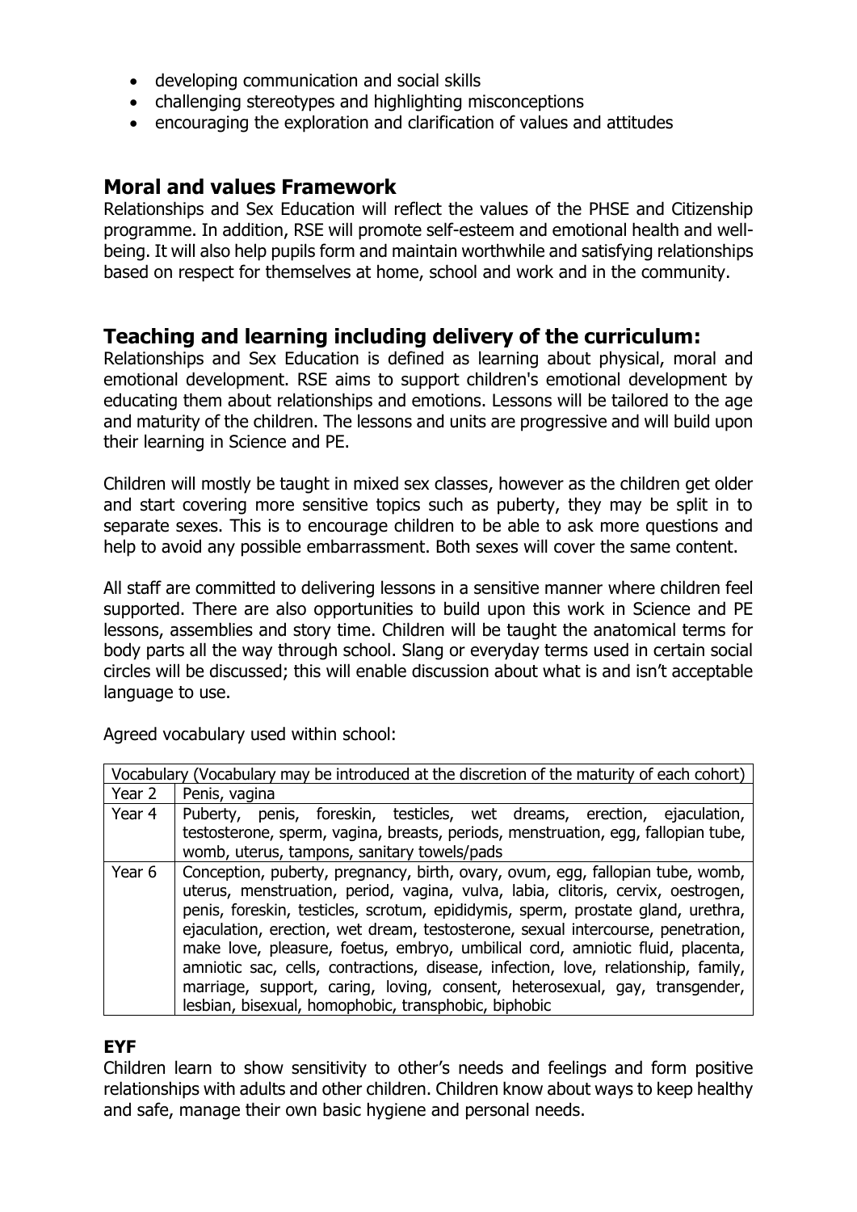- developing communication and social skills
- challenging stereotypes and highlighting misconceptions
- encouraging the exploration and clarification of values and attitudes

## Moral and values Framework

Relationships and Sex Education will reflect the values of the PHSE and Citizenship programme. In addition, RSE will promote self-esteem and emotional health and well-being. It will also help pupils form and maintain worthwhile and satisfying relationships based on respect for themselves at home, school and work and in the community.

## Teaching and learning including delivery of the curriculum:

Relationships and Sex Education is defined as learning about physical, moral and emotional development. RSE aims to support children's emotional development by educating them about relationships and emotions. Lessons will be tailored to the age and maturity of the children. The lessons and units are progressive and will build upon their learning in Science and PE.

Children will mostly be taught in mixed sex classes, however as the children get older and start covering more sensitive topics such as puberty, they may be split in to separate sexes. This is to encourage children to be able to ask more questions and help to avoid any possible embarrassment. Both sexes will cover the same content.

All staff are committed to delivering lessons in a sensitive manner where children feel supported. There are also opportunities to build upon this work in Science and PE lessons, assemblies and story time. Children will be taught the anatomical terms for body parts all the way through school. Slang or everyday terms used in certain social circles will be discussed; this will enable discussion about what is and isn't acceptable language to use.

Agreed vocabulary used within school:

| Vocabulary (Vocabulary may be introduced at the discretion of the maturity of each cohort) | |
|---|---|
| Year 2 | Penis, vagina |
| Year 4 | Puberty, penis, foreskin, testicles, wet dreams, erection, ejaculation, testosterone, sperm, vagina, breasts, periods, menstruation, egg, fallopian tube, womb, uterus, tampons, sanitary towels/pads |
| Year 6 | Conception, puberty, pregnancy, birth, ovary, ovum, egg, fallopian tube, womb, uterus, menstruation, period, vagina, vulva, labia, clitoris, cervix, oestrogen, penis, foreskin, testicles, scrotum, epididymis, sperm, prostate gland, urethra, ejaculation, erection, wet dream, testosterone, sexual intercourse, penetration, make love, pleasure, foetus, embryo, umbilical cord, amniotic fluid, placenta, amniotic sac, cells, contractions, disease, infection, love, relationship, family, marriage, support, caring, loving, consent, heterosexual, gay, transgender, lesbian, bisexual, homophobic, transphobic, biphobic |

### EYF

Children learn to show sensitivity to other's needs and feelings and form positive relationships with adults and other children. Children know about ways to keep healthy and safe, manage their own basic hygiene and personal needs.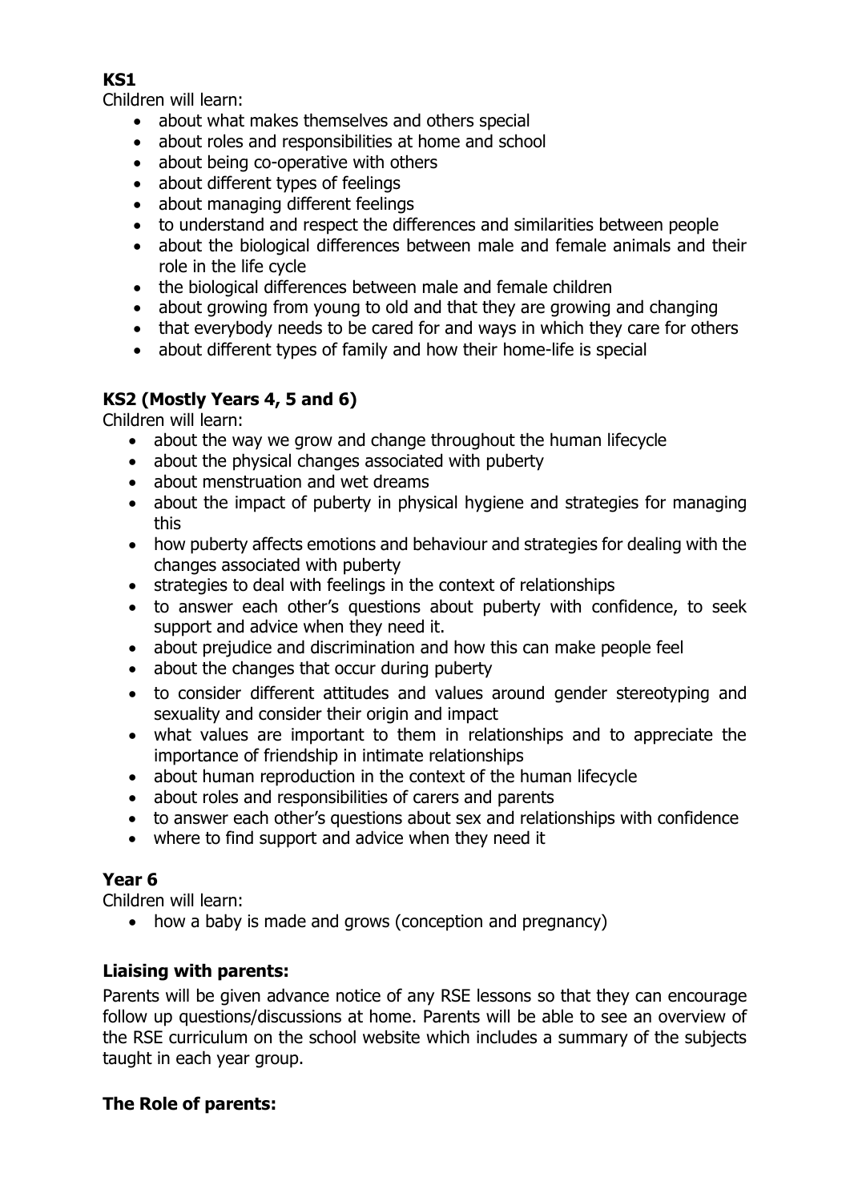**KS1**

Children will learn:

- about what makes themselves and others special
- about roles and responsibilities at home and school
- about being co-operative with others
- about different types of feelings
- about managing different feelings
- to understand and respect the differences and similarities between people
- about the biological differences between male and female animals and their role in the life cycle
- the biological differences between male and female children
- about growing from young to old and that they are growing and changing
- that everybody needs to be cared for and ways in which they care for others
- about different types of family and how their home-life is special

**KS2 (Mostly Years 4, 5 and 6)**

Children will learn:

- about the way we grow and change throughout the human lifecycle
- about the physical changes associated with puberty
- about menstruation and wet dreams
- about the impact of puberty in physical hygiene and strategies for managing this
- how puberty affects emotions and behaviour and strategies for dealing with the changes associated with puberty
- strategies to deal with feelings in the context of relationships
- to answer each other's questions about puberty with confidence, to seek support and advice when they need it.
- about prejudice and discrimination and how this can make people feel
- about the changes that occur during puberty
- to consider different attitudes and values around gender stereotyping and sexuality and consider their origin and impact
- what values are important to them in relationships and to appreciate the importance of friendship in intimate relationships
- about human reproduction in the context of the human lifecycle
- about roles and responsibilities of carers and parents
- to answer each other's questions about sex and relationships with confidence
- where to find support and advice when they need it

**Year 6**

Children will learn:

- how a baby is made and grows (conception and pregnancy)

**Liaising with parents:**

Parents will be given advance notice of any RSE lessons so that they can encourage follow up questions/discussions at home. Parents will be able to see an overview of the RSE curriculum on the school website which includes a summary of the subjects taught in each year group.

**The Role of parents:**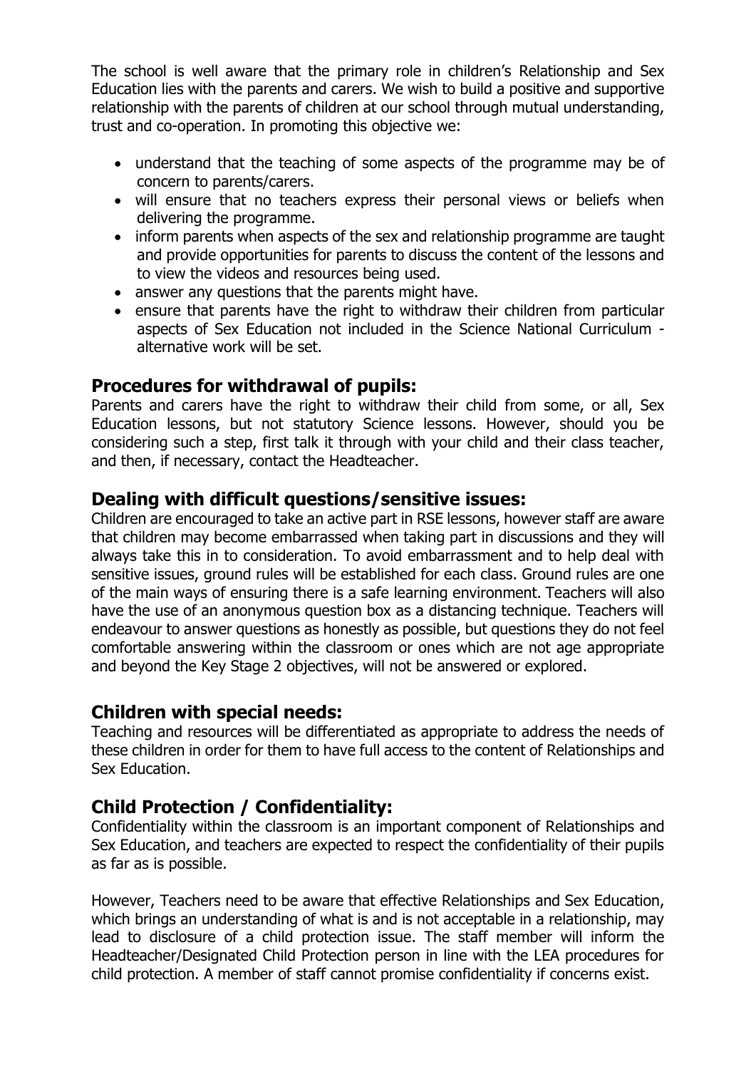The school is well aware that the primary role in children's Relationship and Sex Education lies with the parents and carers. We wish to build a positive and supportive relationship with the parents of children at our school through mutual understanding, trust and co-operation. In promoting this objective we:

- understand that the teaching of some aspects of the programme may be of concern to parents/carers.
- will ensure that no teachers express their personal views or beliefs when delivering the programme.
- inform parents when aspects of the sex and relationship programme are taught and provide opportunities for parents to discuss the content of the lessons and to view the videos and resources being used.
- answer any questions that the parents might have.
- ensure that parents have the right to withdraw their children from particular aspects of Sex Education not included in the Science National Curriculum - alternative work will be set.

## Procedures for withdrawal of pupils:

Parents and carers have the right to withdraw their child from some, or all, Sex Education lessons, but not statutory Science lessons. However, should you be considering such a step, first talk it through with your child and their class teacher, and then, if necessary, contact the Headteacher.

## Dealing with difficult questions/sensitive issues:

Children are encouraged to take an active part in RSE lessons, however staff are aware that children may become embarrassed when taking part in discussions and they will always take this in to consideration. To avoid embarrassment and to help deal with sensitive issues, ground rules will be established for each class. Ground rules are one of the main ways of ensuring there is a safe learning environment. Teachers will also have the use of an anonymous question box as a distancing technique. Teachers will endeavour to answer questions as honestly as possible, but questions they do not feel comfortable answering within the classroom or ones which are not age appropriate and beyond the Key Stage 2 objectives, will not be answered or explored.

## Children with special needs:

Teaching and resources will be differentiated as appropriate to address the needs of these children in order for them to have full access to the content of Relationships and Sex Education.

## Child Protection / Confidentiality:

Confidentiality within the classroom is an important component of Relationships and Sex Education, and teachers are expected to respect the confidentiality of their pupils as far as is possible.

However, Teachers need to be aware that effective Relationships and Sex Education, which brings an understanding of what is and is not acceptable in a relationship, may lead to disclosure of a child protection issue. The staff member will inform the Headteacher/Designated Child Protection person in line with the LEA procedures for child protection. A member of staff cannot promise confidentiality if concerns exist.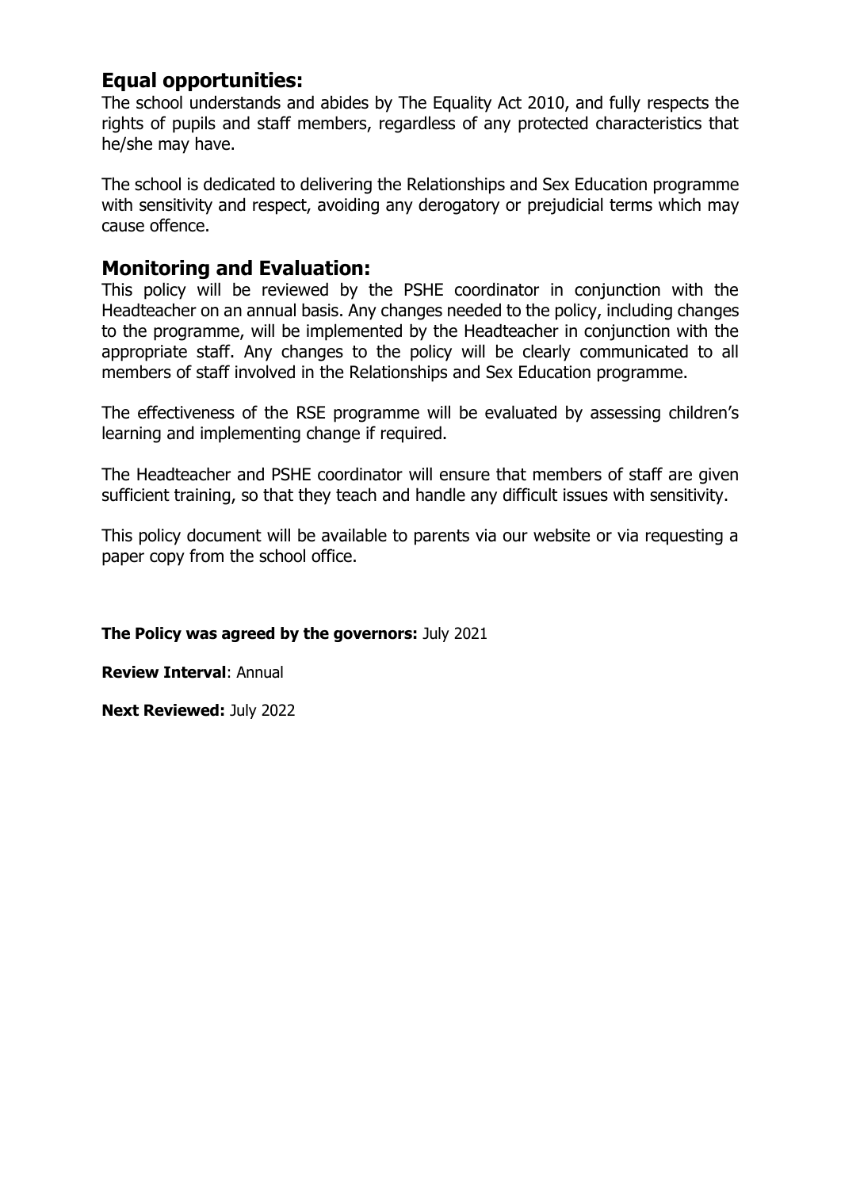## Equal opportunities:

The school understands and abides by The Equality Act 2010, and fully respects the rights of pupils and staff members, regardless of any protected characteristics that he/she may have.

The school is dedicated to delivering the Relationships and Sex Education programme with sensitivity and respect, avoiding any derogatory or prejudicial terms which may cause offence.

## Monitoring and Evaluation:

This policy will be reviewed by the PSHE coordinator in conjunction with the Headteacher on an annual basis. Any changes needed to the policy, including changes to the programme, will be implemented by the Headteacher in conjunction with the appropriate staff. Any changes to the policy will be clearly communicated to all members of staff involved in the Relationships and Sex Education programme.

The effectiveness of the RSE programme will be evaluated by assessing children's learning and implementing change if required.

The Headteacher and PSHE coordinator will ensure that members of staff are given sufficient training, so that they teach and handle any difficult issues with sensitivity.

This policy document will be available to parents via our website or via requesting a paper copy from the school office.

**The Policy was agreed by the governors:** July 2021

**Review Interval**: Annual

**Next Reviewed:** July 2022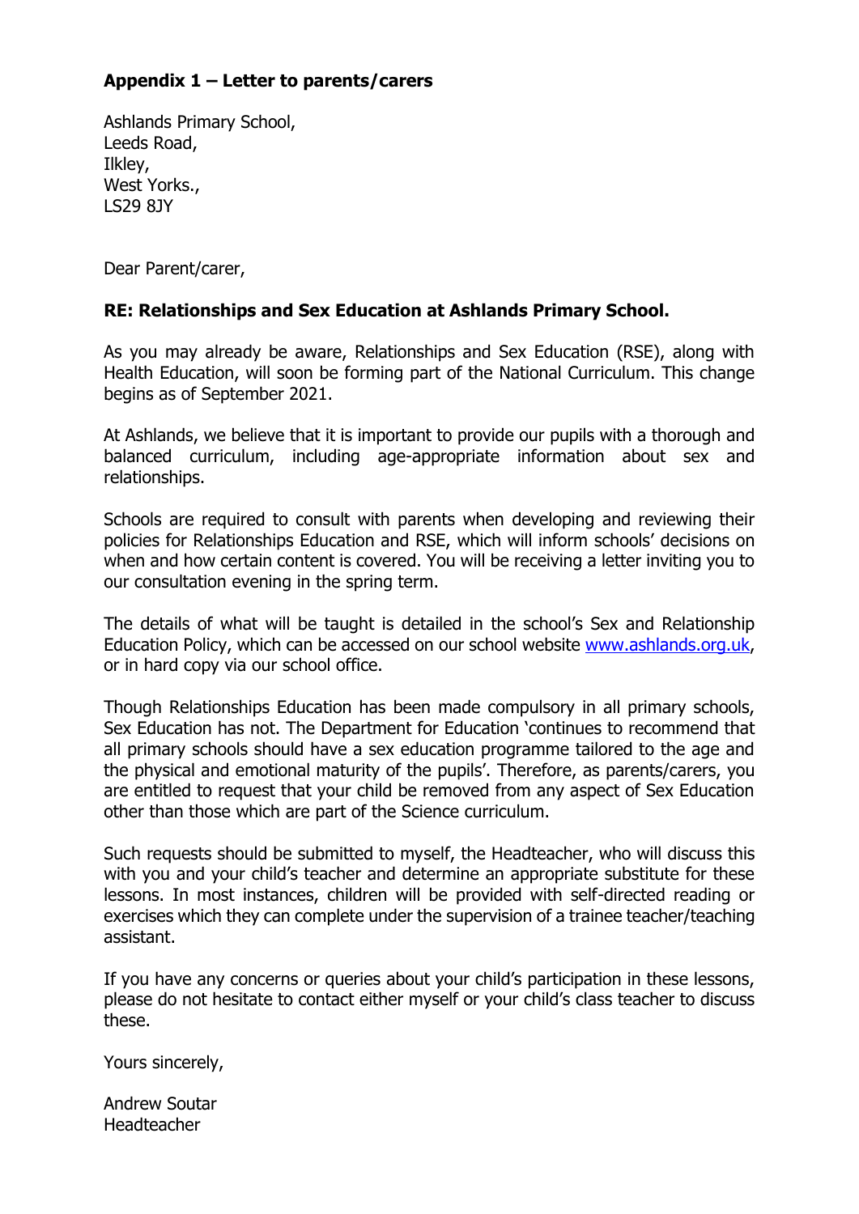## Appendix 1 – Letter to parents/carers

Ashlands Primary School,
Leeds Road,
Ilkley,
West Yorks.,
LS29 8JY

Dear Parent/carer,

**RE: Relationships and Sex Education at Ashlands Primary School.**

As you may already be aware, Relationships and Sex Education (RSE), along with Health Education, will soon be forming part of the National Curriculum. This change begins as of September 2021.

At Ashlands, we believe that it is important to provide our pupils with a thorough and balanced curriculum, including age-appropriate information about sex and relationships.

Schools are required to consult with parents when developing and reviewing their policies for Relationships Education and RSE, which will inform schools' decisions on when and how certain content is covered. You will be receiving a letter inviting you to our consultation evening in the spring term.

The details of what will be taught is detailed in the school's Sex and Relationship Education Policy, which can be accessed on our school website [www.ashlands.org.uk](http://www.ashlands.org.uk), or in hard copy via our school office.

Though Relationships Education has been made compulsory in all primary schools, Sex Education has not. The Department for Education 'continues to recommend that all primary schools should have a sex education programme tailored to the age and the physical and emotional maturity of the pupils'. Therefore, as parents/carers, you are entitled to request that your child be removed from any aspect of Sex Education other than those which are part of the Science curriculum.

Such requests should be submitted to myself, the Headteacher, who will discuss this with you and your child's teacher and determine an appropriate substitute for these lessons. In most instances, children will be provided with self-directed reading or exercises which they can complete under the supervision of a trainee teacher/teaching assistant.

If you have any concerns or queries about your child's participation in these lessons, please do not hesitate to contact either myself or your child's class teacher to discuss these.

Yours sincerely,

Andrew Soutar
Headteacher